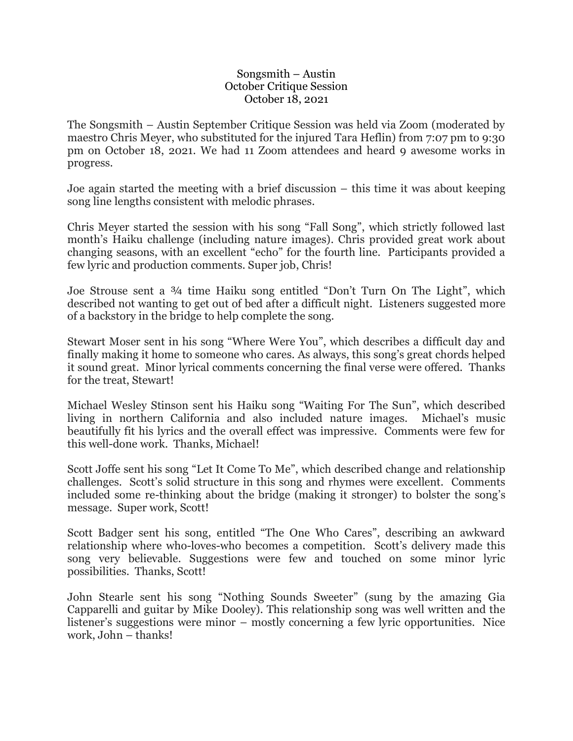# Songsmith – Austin
## October Critique Session
### October 18, 2021

The Songsmith – Austin September Critique Session was held via Zoom (moderated by maestro Chris Meyer, who substituted for the injured Tara Heflin) from 7:07 pm to 9:30 pm on October 18, 2021. We had 11 Zoom attendees and heard 9 awesome works in progress.

Joe again started the meeting with a brief discussion – this time it was about keeping song line lengths consistent with melodic phrases.

Chris Meyer started the session with his song "Fall Song", which strictly followed last month's Haiku challenge (including nature images). Chris provided great work about changing seasons, with an excellent "echo" for the fourth line. Participants provided a few lyric and production comments. Super job, Chris!

Joe Strouse sent a ¾ time Haiku song entitled "Don't Turn On The Light", which described not wanting to get out of bed after a difficult night. Listeners suggested more of a backstory in the bridge to help complete the song.

Stewart Moser sent in his song "Where Were You", which describes a difficult day and finally making it home to someone who cares. As always, this song's great chords helped it sound great. Minor lyrical comments concerning the final verse were offered. Thanks for the treat, Stewart!

Michael Wesley Stinson sent his Haiku song "Waiting For The Sun", which described living in northern California and also included nature images. Michael's music beautifully fit his lyrics and the overall effect was impressive. Comments were few for this well-done work. Thanks, Michael!

Scott Joffe sent his song "Let It Come To Me", which described change and relationship challenges. Scott's solid structure in this song and rhymes were excellent. Comments included some re-thinking about the bridge (making it stronger) to bolster the song's message. Super work, Scott!

Scott Badger sent his song, entitled "The One Who Cares", describing an awkward relationship where who-loves-who becomes a competition. Scott's delivery made this song very believable. Suggestions were few and touched on some minor lyric possibilities. Thanks, Scott!

John Stearle sent his song "Nothing Sounds Sweeter" (sung by the amazing Gia Capparelli and guitar by Mike Dooley). This relationship song was well written and the listener's suggestions were minor – mostly concerning a few lyric opportunities. Nice work, John – thanks!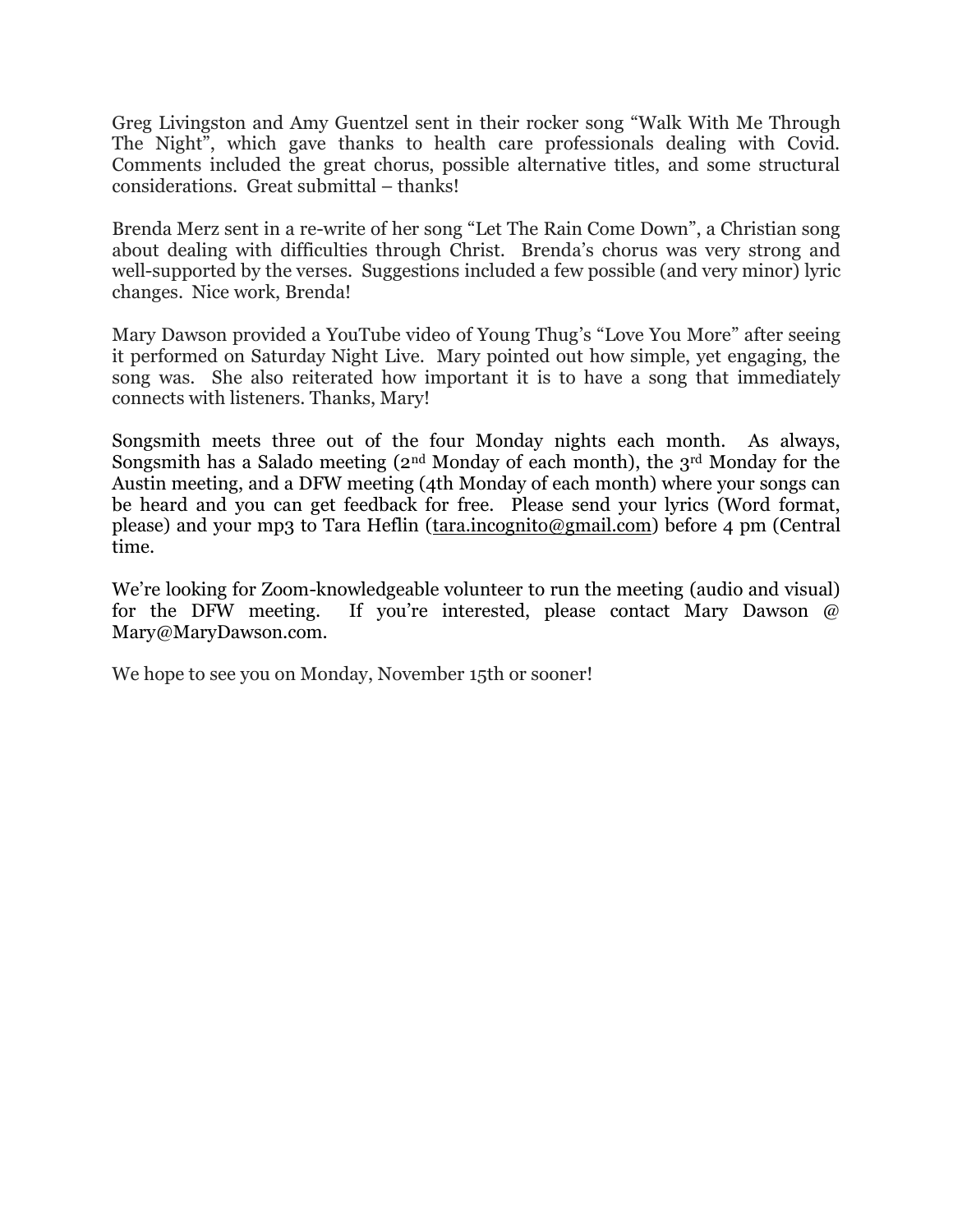Greg Livingston and Amy Guentzel sent in their rocker song “Walk With Me Through The Night”, which gave thanks to health care professionals dealing with Covid. Comments included the great chorus, possible alternative titles, and some structural considerations. Great submittal – thanks!

Brenda Merz sent in a re-write of her song “Let The Rain Come Down”, a Christian song about dealing with difficulties through Christ. Brenda’s chorus was very strong and well-supported by the verses. Suggestions included a few possible (and very minor) lyric changes. Nice work, Brenda!

Mary Dawson provided a YouTube video of Young Thug’s “Love You More” after seeing it performed on Saturday Night Live. Mary pointed out how simple, yet engaging, the song was. She also reiterated how important it is to have a song that immediately connects with listeners. Thanks, Mary!

Songsmith meets three out of the four Monday nights each month. As always, Songsmith has a Salado meeting (2nd Monday of each month), the 3rd Monday for the Austin meeting, and a DFW meeting (4th Monday of each month) where your songs can be heard and you can get feedback for free. Please send your lyrics (Word format, please) and your mp3 to Tara Heflin (tara.incognito@gmail.com) before 4 pm (Central time.

We’re looking for Zoom-knowledgeable volunteer to run the meeting (audio and visual) for the DFW meeting. If you’re interested, please contact Mary Dawson @ Mary@MaryDawson.com.

We hope to see you on Monday, November 15th or sooner!